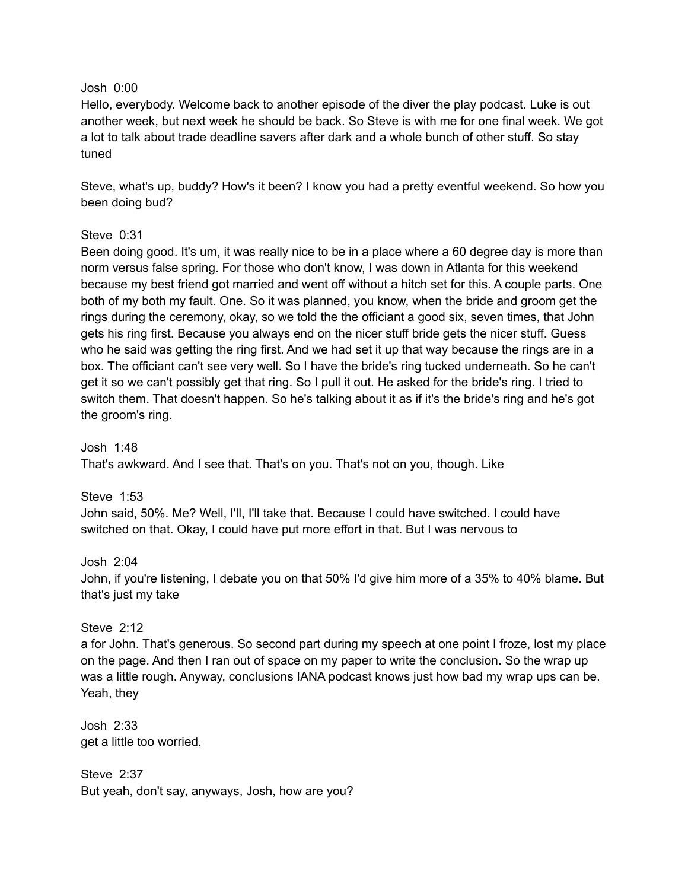Josh 0:00
Hello, everybody. Welcome back to another episode of the diver the play podcast. Luke is out another week, but next week he should be back. So Steve is with me for one final week. We got a lot to talk about trade deadline savers after dark and a whole bunch of other stuff. So stay tuned

Steve, what's up, buddy? How's it been? I know you had a pretty eventful weekend. So how you been doing bud?

Steve 0:31
Been doing good. It's, um, it was really nice to be in a place where a 60 degree day is more than norm versus false spring. For those who don't know, I was down in Atlanta for this weekend because my best friend got married and went off without a hitch set for this. A couple parts. One both of my both my fault. One. So it was planned, you know, when the bride and groom get the rings during the ceremony, okay, so we told the the officiant a good six, seven times, that John gets his ring first. Because you always end on the nicer stuff bride gets the nicer stuff. Guess who he said was getting the ring first. And we had set it up that way because the rings are in a box. The officiant can't see very well. So I have the bride's ring tucked underneath. So he can't get it so we can't possibly get that ring. So I pull it out. He asked for the bride's ring. I tried to switch them. That doesn't happen. So he's talking about it as if it's the bride's ring and he's got the groom's ring.

Josh 1:48
That's awkward. And I see that. That's on you. That's not on you, though. Like

Steve 1:53
John said, 50%. Me? Well, I'll, I'll take that. Because I could have switched. I could have switched on that. Okay, I could have put more effort in that. But I was nervous to

Josh 2:04
John, if you're listening, I debate you on that 50% I'd give him more of a 35% to 40% blame. But that's just my take

Steve 2:12
a for John. That's generous. So second part during my speech at one point I froze, lost my place on the page. And then I ran out of space on my paper to write the conclusion. So the wrap up was a little rough. Anyway, conclusions IANA podcast knows just how bad my wrap ups can be. Yeah, they

Josh 2:33
get a little too worried.

Steve 2:37
But yeah, don't say, anyways, Josh, how are you?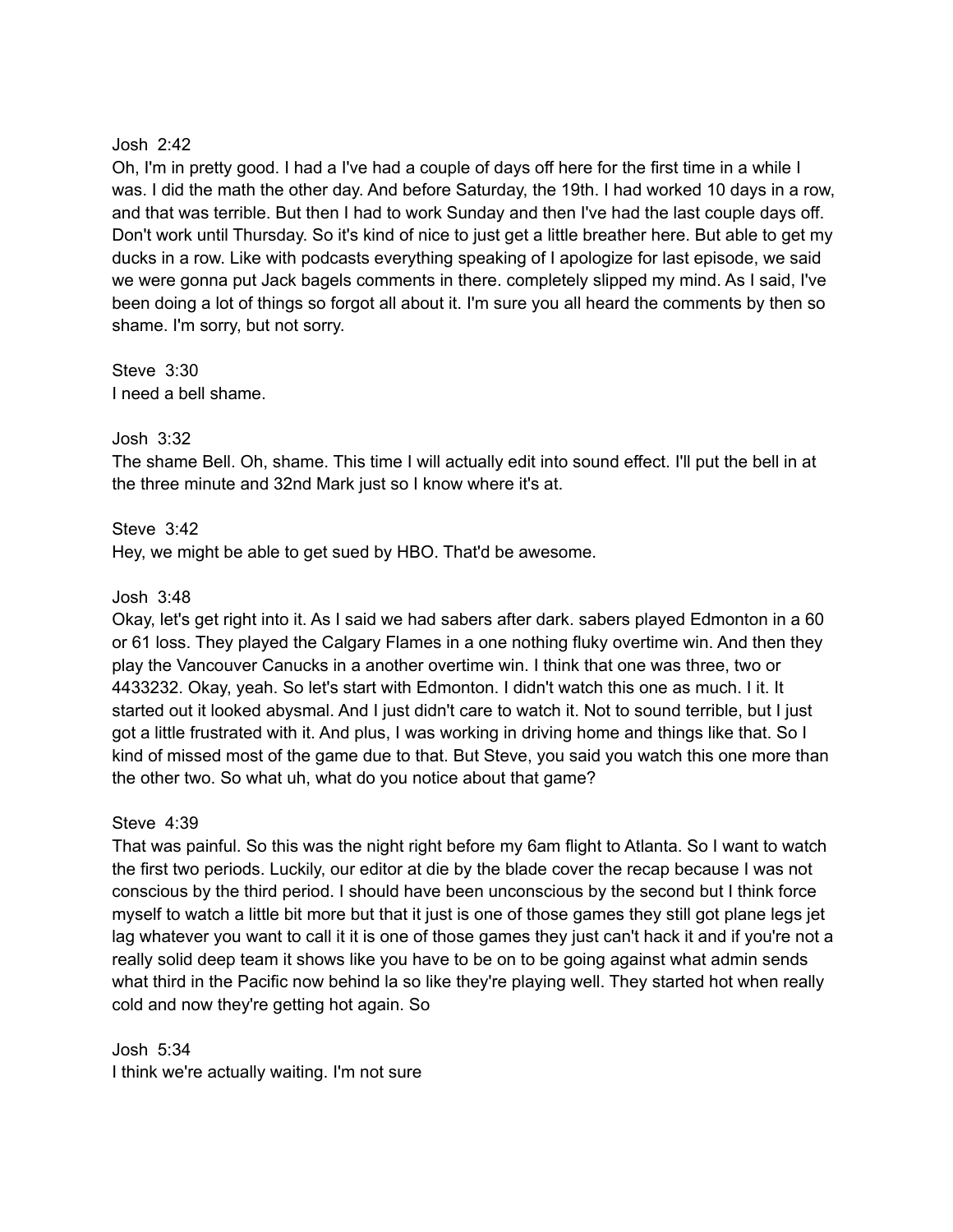Josh  2:42
Oh, I'm in pretty good. I had a I've had a couple of days off here for the first time in a while I was. I did the math the other day. And before Saturday, the 19th. I had worked 10 days in a row, and that was terrible. But then I had to work Sunday and then I've had the last couple days off. Don't work until Thursday. So it's kind of nice to just get a little breather here. But able to get my ducks in a row. Like with podcasts everything speaking of I apologize for last episode, we said we were gonna put Jack bagels comments in there. completely slipped my mind. As I said, I've been doing a lot of things so forgot all about it. I'm sure you all heard the comments by then so shame. I'm sorry, but not sorry.

Steve  3:30
I need a bell shame.

Josh  3:32
The shame Bell. Oh, shame. This time I will actually edit into sound effect. I'll put the bell in at the three minute and 32nd Mark just so I know where it's at.

Steve  3:42
Hey, we might be able to get sued by HBO. That'd be awesome.

Josh  3:48
Okay, let's get right into it. As I said we had sabers after dark. sabers played Edmonton in a 60 or 61 loss. They played the Calgary Flames in a one nothing fluky overtime win. And then they play the Vancouver Canucks in a another overtime win. I think that one was three, two or 4433232. Okay, yeah. So let's start with Edmonton. I didn't watch this one as much. I it. It started out it looked abysmal. And I just didn't care to watch it. Not to sound terrible, but I just got a little frustrated with it. And plus, I was working in driving home and things like that. So I kind of missed most of the game due to that. But Steve, you said you watch this one more than the other two. So what uh, what do you notice about that game?

Steve  4:39
That was painful. So this was the night right before my 6am flight to Atlanta. So I want to watch the first two periods. Luckily, our editor at die by the blade cover the recap because I was not conscious by the third period. I should have been unconscious by the second but I think force myself to watch a little bit more but that it just is one of those games they still got plane legs jet lag whatever you want to call it it is one of those games they just can't hack it and if you're not a really solid deep team it shows like you have to be on to be going against what admin sends what third in the Pacific now behind la so like they're playing well. They started hot when really cold and now they're getting hot again. So

Josh  5:34
I think we're actually waiting. I'm not sure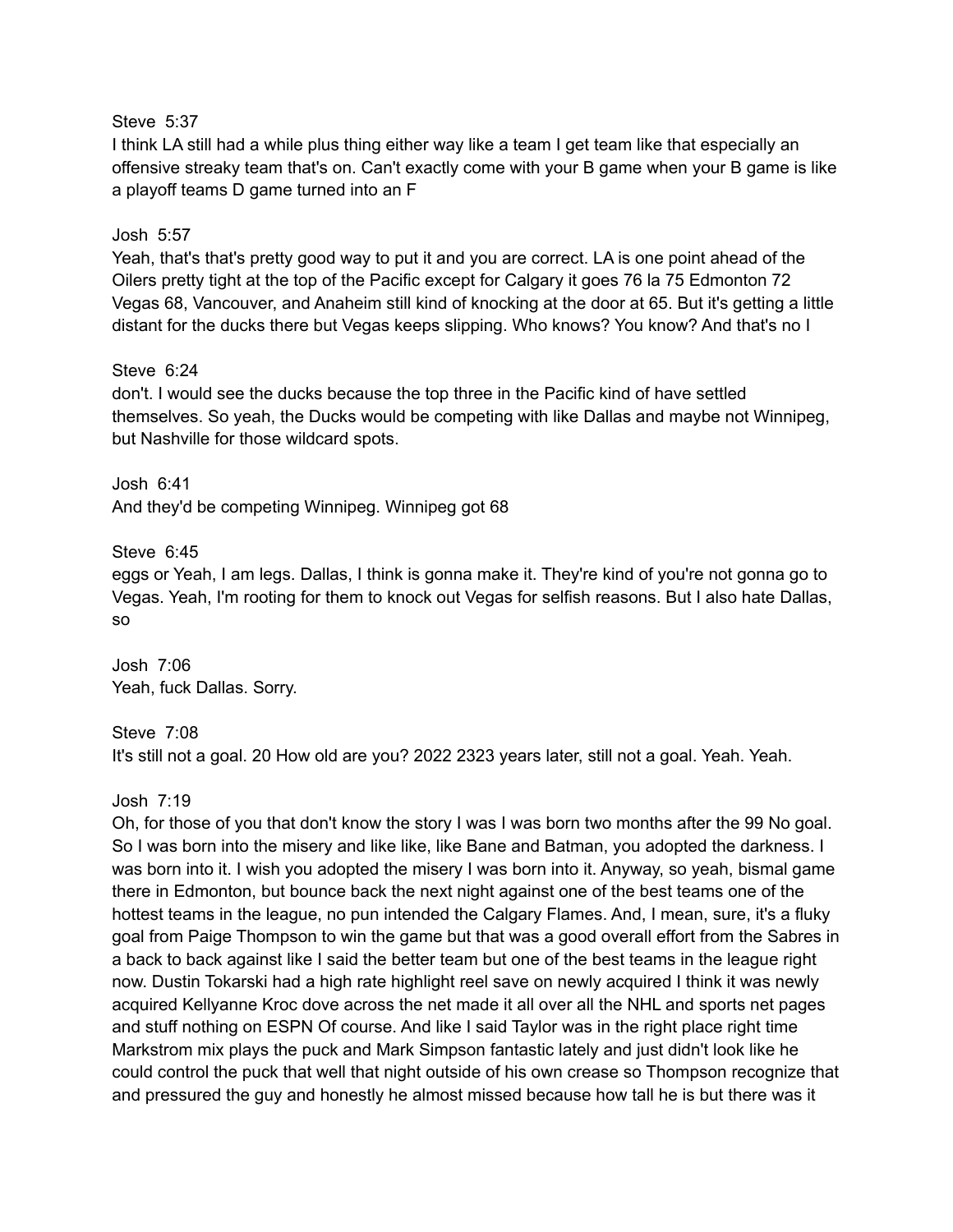Steve 5:37

I think LA still had a while plus thing either way like a team I get team like that especially an offensive streaky team that's on. Can't exactly come with your B game when your B game is like a playoff teams D game turned into an F

Josh 5:57

Yeah, that's that's pretty good way to put it and you are correct. LA is one point ahead of the Oilers pretty tight at the top of the Pacific except for Calgary it goes 76 la 75 Edmonton 72 Vegas 68, Vancouver, and Anaheim still kind of knocking at the door at 65. But it's getting a little distant for the ducks there but Vegas keeps slipping. Who knows? You know? And that's no I

Steve 6:24

don't. I would see the ducks because the top three in the Pacific kind of have settled themselves. So yeah, the Ducks would be competing with like Dallas and maybe not Winnipeg, but Nashville for those wildcard spots.

Josh 6:41

And they'd be competing Winnipeg. Winnipeg got 68

Steve 6:45

eggs or Yeah, I am legs. Dallas, I think is gonna make it. They're kind of you're not gonna go to Vegas. Yeah, I'm rooting for them to knock out Vegas for selfish reasons. But I also hate Dallas, so

Josh 7:06

Yeah, fuck Dallas. Sorry.

Steve 7:08

It's still not a goal. 20 How old are you? 2022 2323 years later, still not a goal. Yeah. Yeah.

Josh 7:19

Oh, for those of you that don't know the story I was I was born two months after the 99 No goal. So I was born into the misery and like like, like Bane and Batman, you adopted the darkness. I was born into it. I wish you adopted the misery I was born into it. Anyway, so yeah, bismal game there in Edmonton, but bounce back the next night against one of the best teams one of the hottest teams in the league, no pun intended the Calgary Flames. And, I mean, sure, it's a fluky goal from Paige Thompson to win the game but that was a good overall effort from the Sabres in a back to back against like I said the better team but one of the best teams in the league right now. Dustin Tokarski had a high rate highlight reel save on newly acquired I think it was newly acquired Kellyanne Kroc dove across the net made it all over all the NHL and sports net pages and stuff nothing on ESPN Of course. And like I said Taylor was in the right place right time Markstrom mix plays the puck and Mark Simpson fantastic lately and just didn't look like he could control the puck that well that night outside of his own crease so Thompson recognize that and pressured the guy and honestly he almost missed because how tall he is but there was it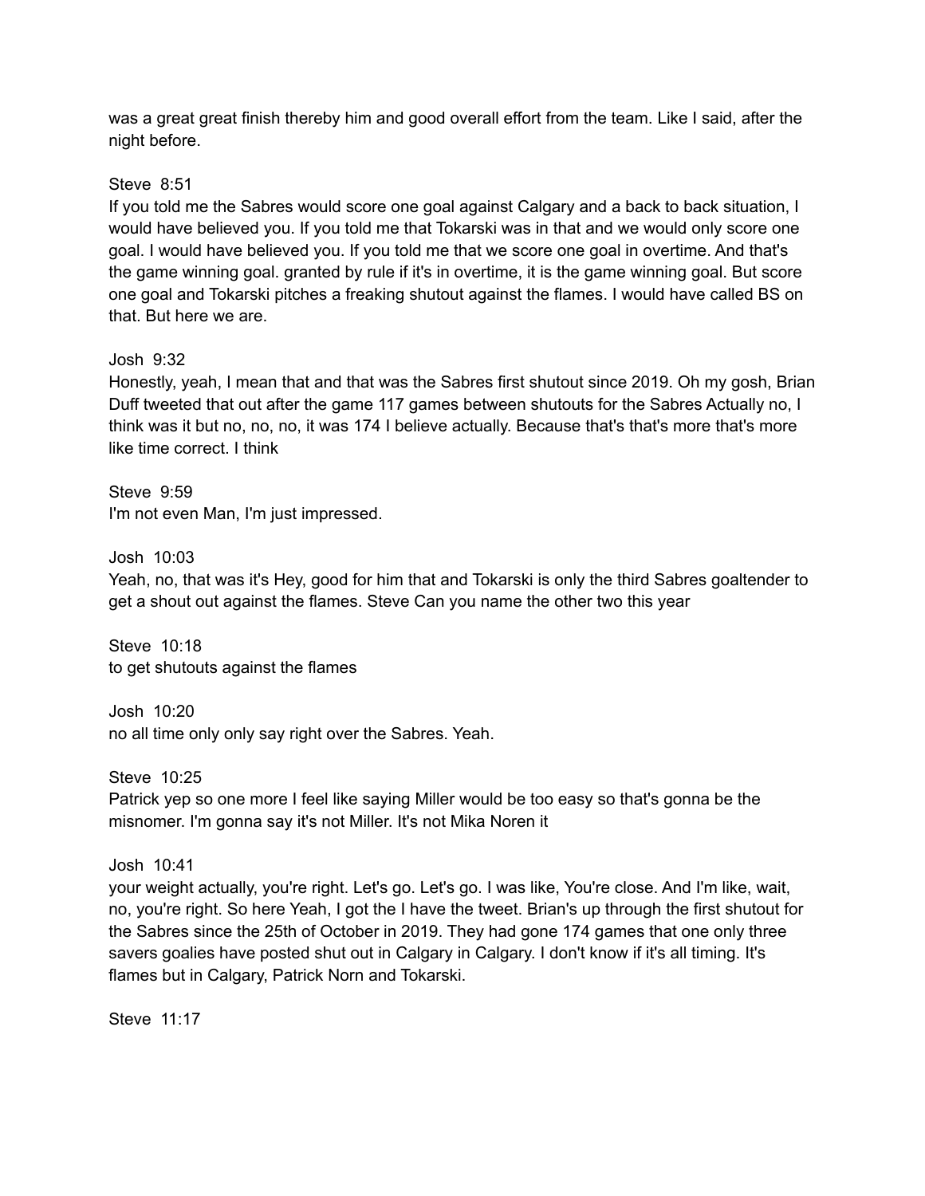was a great great finish thereby him and good overall effort from the team. Like I said, after the night before.

Steve 8:51
If you told me the Sabres would score one goal against Calgary and a back to back situation, I would have believed you. If you told me that Tokarski was in that and we would only score one goal. I would have believed you. If you told me that we score one goal in overtime. And that's the game winning goal. granted by rule if it's in overtime, it is the game winning goal. But score one goal and Tokarski pitches a freaking shutout against the flames. I would have called BS on that. But here we are.

Josh 9:32
Honestly, yeah, I mean that and that was the Sabres first shutout since 2019. Oh my gosh, Brian Duff tweeted that out after the game 117 games between shutouts for the Sabres Actually no, I think was it but no, no, no, it was 174 I believe actually. Because that's that's more that's more like time correct. I think

Steve 9:59
I'm not even Man, I'm just impressed.

Josh 10:03
Yeah, no, that was it's Hey, good for him that and Tokarski is only the third Sabres goaltender to get a shout out against the flames. Steve Can you name the other two this year

Steve 10:18
to get shutouts against the flames

Josh 10:20
no all time only only say right over the Sabres. Yeah.

Steve 10:25
Patrick yep so one more I feel like saying Miller would be too easy so that's gonna be the misnomer. I'm gonna say it's not Miller. It's not Mika Noren it

Josh 10:41
your weight actually, you're right. Let's go. Let's go. I was like, You're close. And I'm like, wait, no, you're right. So here Yeah, I got the I have the tweet. Brian's up through the first shutout for the Sabres since the 25th of October in 2019. They had gone 174 games that one only three savers goalies have posted shut out in Calgary in Calgary. I don't know if it's all timing. It's flames but in Calgary, Patrick Norn and Tokarski.

Steve 11:17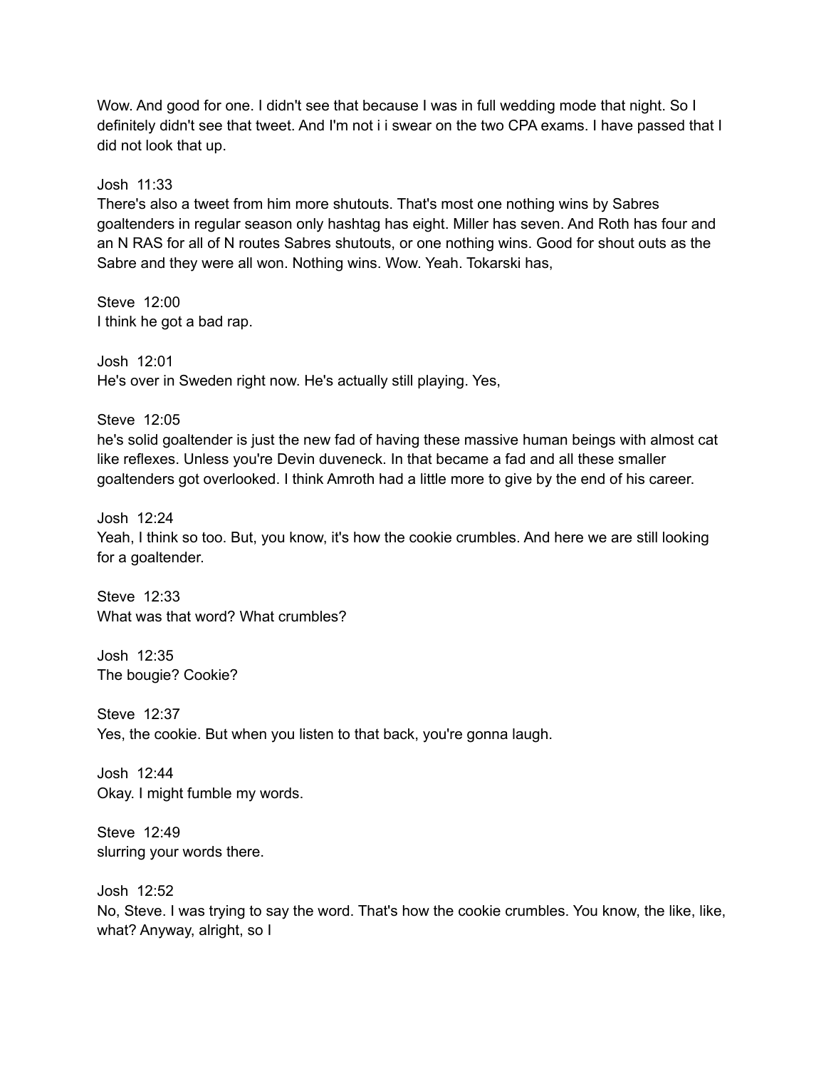Wow. And good for one. I didn't see that because I was in full wedding mode that night. So I definitely didn't see that tweet. And I'm not i i swear on the two CPA exams. I have passed that I did not look that up.

Josh 11:33
There's also a tweet from him more shutouts. That's most one nothing wins by Sabres goaltenders in regular season only hashtag has eight. Miller has seven. And Roth has four and an N RAS for all of N routes Sabres shutouts, or one nothing wins. Good for shout outs as the Sabre and they were all won. Nothing wins. Wow. Yeah. Tokarski has,

Steve 12:00
I think he got a bad rap.

Josh 12:01
He's over in Sweden right now. He's actually still playing. Yes,

Steve 12:05
he's solid goaltender is just the new fad of having these massive human beings with almost cat like reflexes. Unless you're Devin duveneck. In that became a fad and all these smaller goaltenders got overlooked. I think Amroth had a little more to give by the end of his career.

Josh 12:24
Yeah, I think so too. But, you know, it's how the cookie crumbles. And here we are still looking for a goaltender.

Steve 12:33
What was that word? What crumbles?

Josh 12:35
The bougie? Cookie?

Steve 12:37
Yes, the cookie. But when you listen to that back, you're gonna laugh.

Josh 12:44
Okay. I might fumble my words.

Steve 12:49
slurring your words there.

Josh 12:52
No, Steve. I was trying to say the word. That's how the cookie crumbles. You know, the like, like, what? Anyway, alright, so I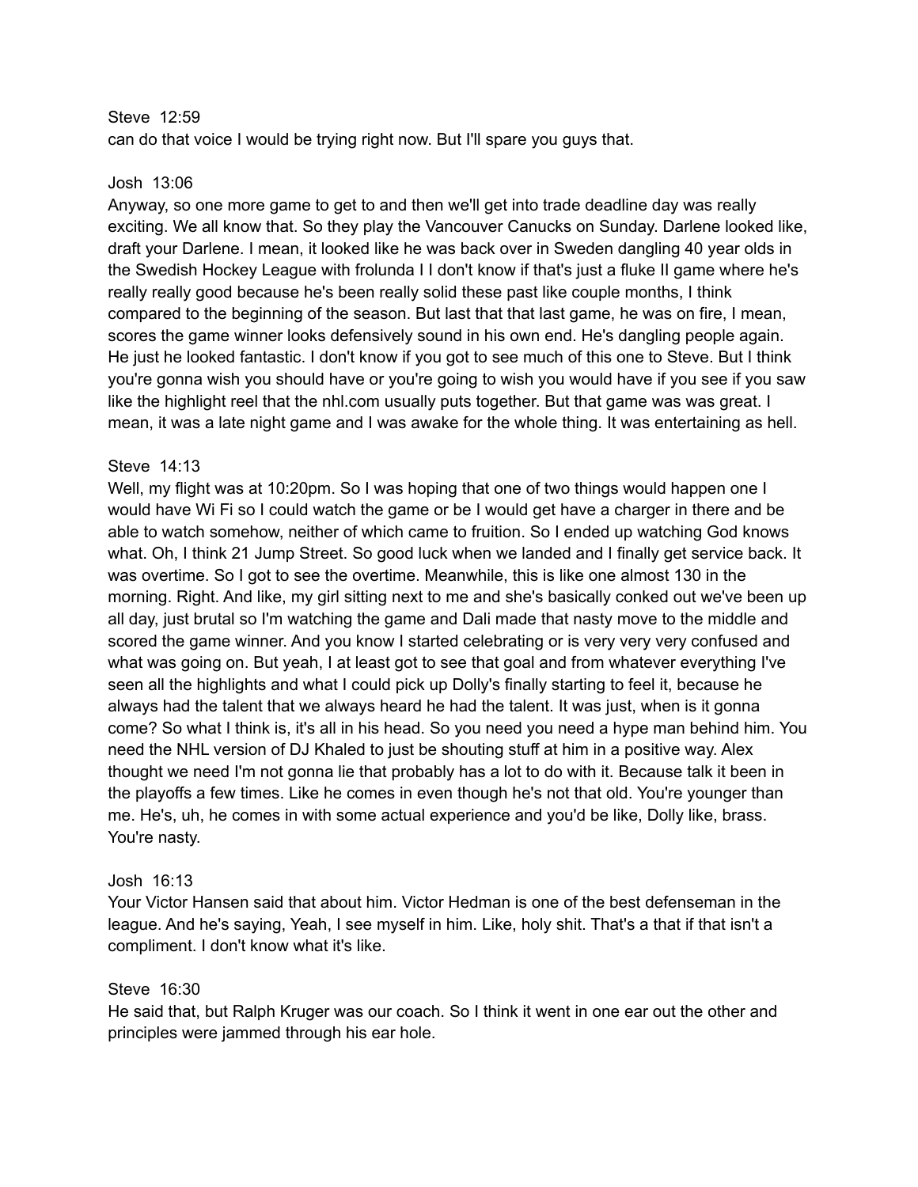Steve 12:59
can do that voice I would be trying right now. But I'll spare you guys that.

Josh 13:06
Anyway, so one more game to get to and then we'll get into trade deadline day was really exciting. We all know that. So they play the Vancouver Canucks on Sunday. Darlene looked like, draft your Darlene. I mean, it looked like he was back over in Sweden dangling 40 year olds in the Swedish Hockey League with frolunda I I don't know if that's just a fluke II game where he's really really good because he's been really solid these past like couple months, I think compared to the beginning of the season. But last that that last game, he was on fire, I mean, scores the game winner looks defensively sound in his own end. He's dangling people again. He just he looked fantastic. I don't know if you got to see much of this one to Steve. But I think you're gonna wish you should have or you're going to wish you would have if you see if you saw like the highlight reel that the nhl.com usually puts together. But that game was was great. I mean, it was a late night game and I was awake for the whole thing. It was entertaining as hell.

Steve 14:13
Well, my flight was at 10:20pm. So I was hoping that one of two things would happen one I would have Wi Fi so I could watch the game or be I would get have a charger in there and be able to watch somehow, neither of which came to fruition. So I ended up watching God knows what. Oh, I think 21 Jump Street. So good luck when we landed and I finally get service back. It was overtime. So I got to see the overtime. Meanwhile, this is like one almost 130 in the morning. Right. And like, my girl sitting next to me and she's basically conked out we've been up all day, just brutal so I'm watching the game and Dali made that nasty move to the middle and scored the game winner. And you know I started celebrating or is very very very confused and what was going on. But yeah, I at least got to see that goal and from whatever everything I've seen all the highlights and what I could pick up Dolly's finally starting to feel it, because he always had the talent that we always heard he had the talent. It was just, when is it gonna come? So what I think is, it's all in his head. So you need you need a hype man behind him. You need the NHL version of DJ Khaled to just be shouting stuff at him in a positive way. Alex thought we need I'm not gonna lie that probably has a lot to do with it. Because talk it been in the playoffs a few times. Like he comes in even though he's not that old. You're younger than me. He's, uh, he comes in with some actual experience and you'd be like, Dolly like, brass. You're nasty.

Josh 16:13
Your Victor Hansen said that about him. Victor Hedman is one of the best defenseman in the league. And he's saying, Yeah, I see myself in him. Like, holy shit. That's a that if that isn't a compliment. I don't know what it's like.

Steve 16:30
He said that, but Ralph Kruger was our coach. So I think it went in one ear out the other and principles were jammed through his ear hole.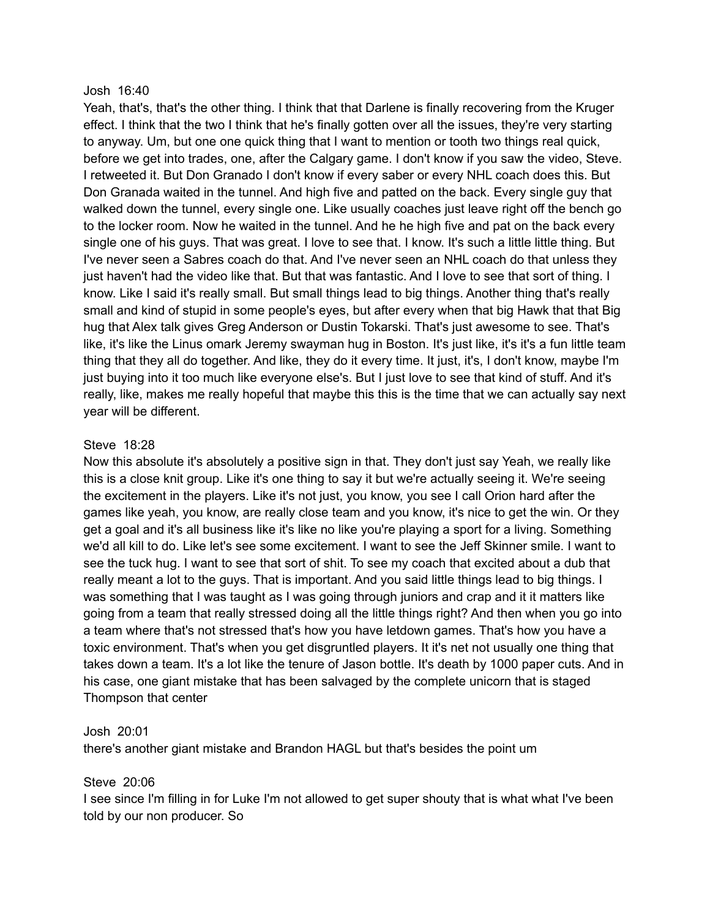Josh 16:40
Yeah, that's, that's the other thing. I think that that Darlene is finally recovering from the Kruger effect. I think that the two I think that he's finally gotten over all the issues, they're very starting to anyway. Um, but one one quick thing that I want to mention or tooth two things real quick, before we get into trades, one, after the Calgary game. I don't know if you saw the video, Steve. I retweeted it. But Don Granado I don't know if every saber or every NHL coach does this. But Don Granada waited in the tunnel. And high five and patted on the back. Every single guy that walked down the tunnel, every single one. Like usually coaches just leave right off the bench go to the locker room. Now he waited in the tunnel. And he he high five and pat on the back every single one of his guys. That was great. I love to see that. I know. It's such a little little thing. But I've never seen a Sabres coach do that. And I've never seen an NHL coach do that unless they just haven't had the video like that. But that was fantastic. And I love to see that sort of thing. I know. Like I said it's really small. But small things lead to big things. Another thing that's really small and kind of stupid in some people's eyes, but after every when that big Hawk that that Big hug that Alex talk gives Greg Anderson or Dustin Tokarski. That's just awesome to see. That's like, it's like the Linus omark Jeremy swayman hug in Boston. It's just like, it's it's a fun little team thing that they all do together. And like, they do it every time. It just, it's, I don't know, maybe I'm just buying into it too much like everyone else's. But I just love to see that kind of stuff. And it's really, like, makes me really hopeful that maybe this this is the time that we can actually say next year will be different.

Steve 18:28
Now this absolute it's absolutely a positive sign in that. They don't just say Yeah, we really like this is a close knit group. Like it's one thing to say it but we're actually seeing it. We're seeing the excitement in the players. Like it's not just, you know, you see I call Orion hard after the games like yeah, you know, are really close team and you know, it's nice to get the win. Or they get a goal and it's all business like it's like no like you're playing a sport for a living. Something we'd all kill to do. Like let's see some excitement. I want to see the Jeff Skinner smile. I want to see the tuck hug. I want to see that sort of shit. To see my coach that excited about a dub that really meant a lot to the guys. That is important. And you said little things lead to big things. I was something that I was taught as I was going through juniors and crap and it it matters like going from a team that really stressed doing all the little things right? And then when you go into a team where that's not stressed that's how you have letdown games. That's how you have a toxic environment. That's when you get disgruntled players. It it's net not usually one thing that takes down a team. It's a lot like the tenure of Jason bottle. It's death by 1000 paper cuts. And in his case, one giant mistake that has been salvaged by the complete unicorn that is staged Thompson that center

Josh 20:01
there's another giant mistake and Brandon HAGL but that's besides the point um

Steve 20:06
I see since I'm filling in for Luke I'm not allowed to get super shouty that is what what I've been told by our non producer. So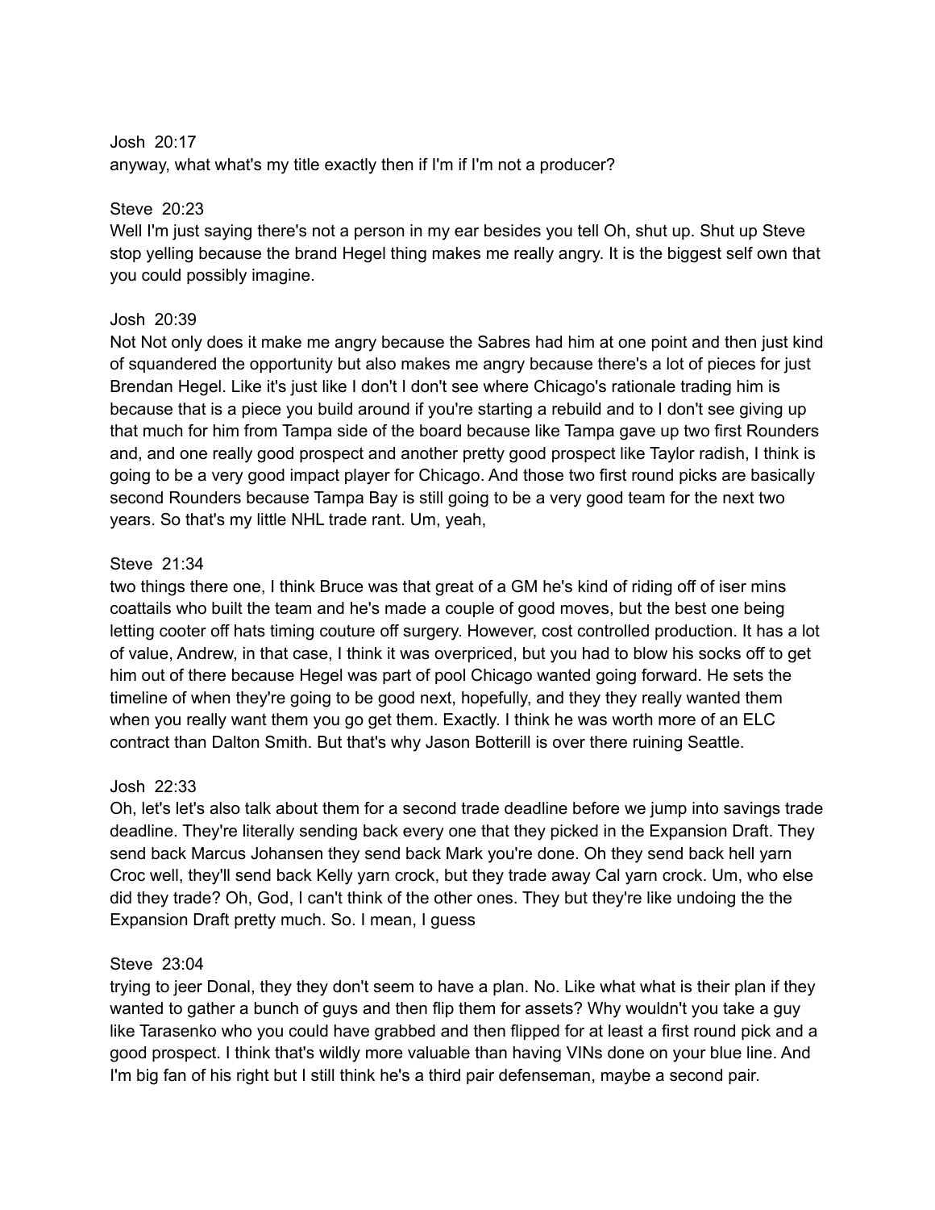Josh 20:17
anyway, what what's my title exactly then if I'm if I'm not a producer?

Steve 20:23
Well I'm just saying there's not a person in my ear besides you tell Oh, shut up. Shut up Steve stop yelling because the brand Hegel thing makes me really angry. It is the biggest self own that you could possibly imagine.

Josh 20:39
Not Not only does it make me angry because the Sabres had him at one point and then just kind of squandered the opportunity but also makes me angry because there's a lot of pieces for just Brendan Hegel. Like it's just like I don't I don't see where Chicago's rationale trading him is because that is a piece you build around if you're starting a rebuild and to I don't see giving up that much for him from Tampa side of the board because like Tampa gave up two first Rounders and, and one really good prospect and another pretty good prospect like Taylor radish, I think is going to be a very good impact player for Chicago. And those two first round picks are basically second Rounders because Tampa Bay is still going to be a very good team for the next two years. So that's my little NHL trade rant. Um, yeah,

Steve 21:34
two things there one, I think Bruce was that great of a GM he's kind of riding off of iser mins coattails who built the team and he's made a couple of good moves, but the best one being letting cooter off hats timing couture off surgery. However, cost controlled production. It has a lot of value, Andrew, in that case, I think it was overpriced, but you had to blow his socks off to get him out of there because Hegel was part of pool Chicago wanted going forward. He sets the timeline of when they're going to be good next, hopefully, and they they really wanted them when you really want them you go get them. Exactly. I think he was worth more of an ELC contract than Dalton Smith. But that's why Jason Botterill is over there ruining Seattle.

Josh 22:33
Oh, let's let's also talk about them for a second trade deadline before we jump into savings trade deadline. They're literally sending back every one that they picked in the Expansion Draft. They send back Marcus Johansen they send back Mark you're done. Oh they send back hell yarn Croc well, they'll send back Kelly yarn crock, but they trade away Cal yarn crock. Um, who else did they trade? Oh, God, I can't think of the other ones. They but they're like undoing the the Expansion Draft pretty much. So. I mean, I guess

Steve 23:04
trying to jeer Donal, they they don't seem to have a plan. No. Like what what is their plan if they wanted to gather a bunch of guys and then flip them for assets? Why wouldn't you take a guy like Tarasenko who you could have grabbed and then flipped for at least a first round pick and a good prospect. I think that's wildly more valuable than having VINs done on your blue line. And I'm big fan of his right but I still think he's a third pair defenseman, maybe a second pair.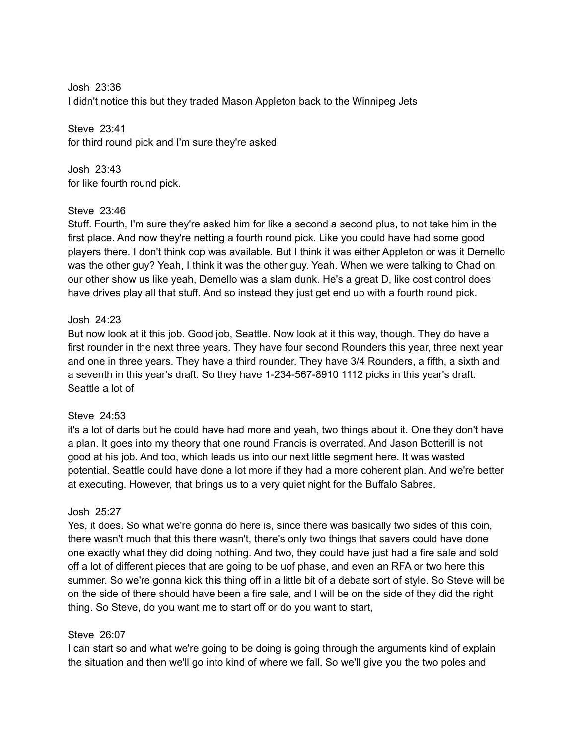Josh 23:36
I didn't notice this but they traded Mason Appleton back to the Winnipeg Jets

Steve 23:41
for third round pick and I'm sure they're asked

Josh 23:43
for like fourth round pick.

Steve 23:46
Stuff. Fourth, I'm sure they're asked him for like a second a second plus, to not take him in the first place. And now they're netting a fourth round pick. Like you could have had some good players there. I don't think cop was available. But I think it was either Appleton or was it Demello was the other guy? Yeah, I think it was the other guy. Yeah. When we were talking to Chad on our other show us like yeah, Demello was a slam dunk. He's a great D, like cost control does have drives play all that stuff. And so instead they just get end up with a fourth round pick.

Josh 24:23
But now look at it this job. Good job, Seattle. Now look at it this way, though. They do have a first rounder in the next three years. They have four second Rounders this year, three next year and one in three years. They have a third rounder. They have 3/4 Rounders, a fifth, a sixth and a seventh in this year's draft. So they have 1-234-567-8910 1112 picks in this year's draft. Seattle a lot of

Steve 24:53
it's a lot of darts but he could have had more and yeah, two things about it. One they don't have a plan. It goes into my theory that one round Francis is overrated. And Jason Botterill is not good at his job. And too, which leads us into our next little segment here. It was wasted potential. Seattle could have done a lot more if they had a more coherent plan. And we're better at executing. However, that brings us to a very quiet night for the Buffalo Sabres.

Josh 25:27
Yes, it does. So what we're gonna do here is, since there was basically two sides of this coin, there wasn't much that this there wasn't, there's only two things that savers could have done one exactly what they did doing nothing. And two, they could have just had a fire sale and sold off a lot of different pieces that are going to be uof phase, and even an RFA or two here this summer. So we're gonna kick this thing off in a little bit of a debate sort of style. So Steve will be on the side of there should have been a fire sale, and I will be on the side of they did the right thing. So Steve, do you want me to start off or do you want to start,

Steve 26:07
I can start so and what we're going to be doing is going through the arguments kind of explain the situation and then we'll go into kind of where we fall. So we'll give you the two poles and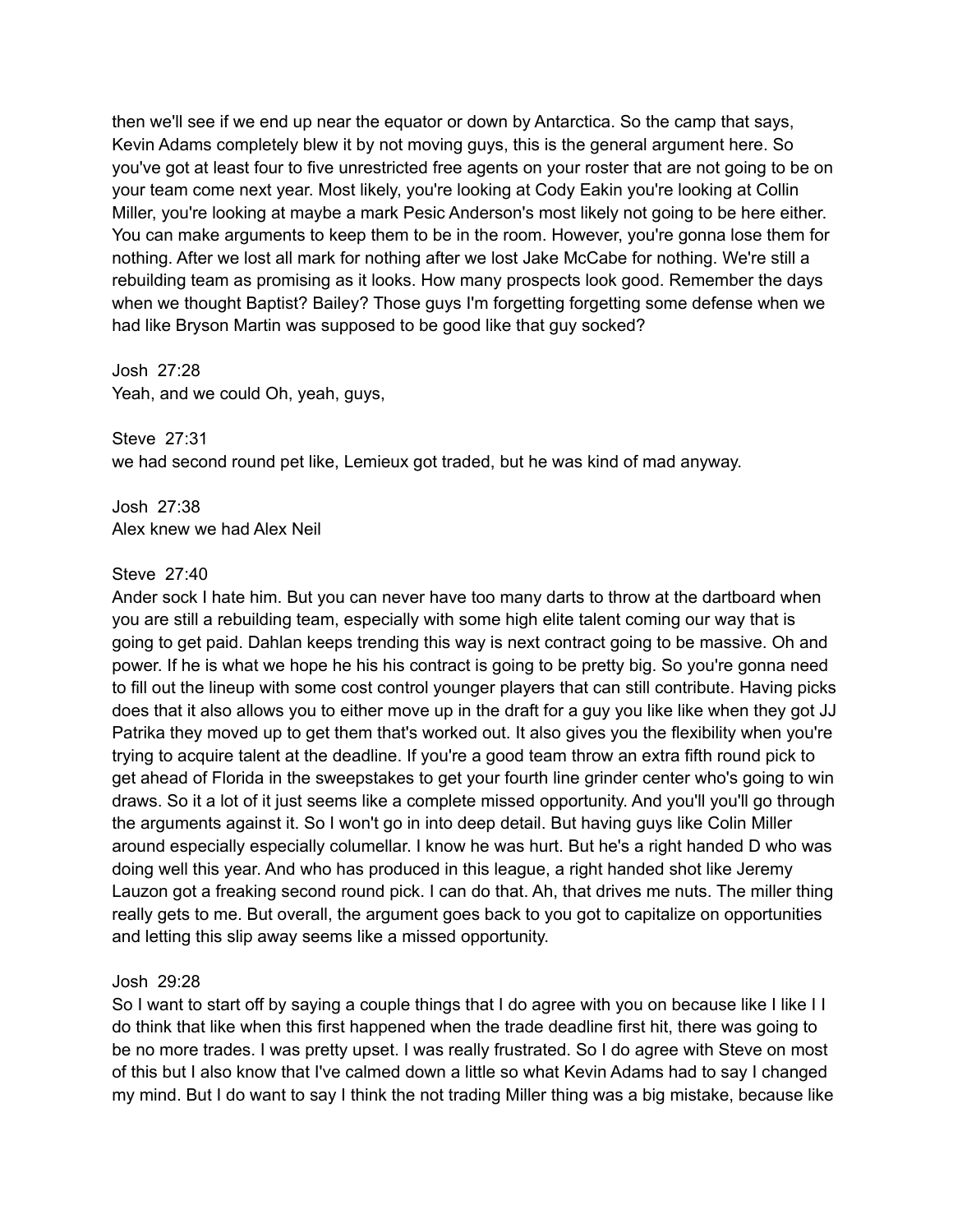then we'll see if we end up near the equator or down by Antarctica. So the camp that says, Kevin Adams completely blew it by not moving guys, this is the general argument here. So you've got at least four to five unrestricted free agents on your roster that are not going to be on your team come next year. Most likely, you're looking at Cody Eakin you're looking at Collin Miller, you're looking at maybe a mark Pesic Anderson's most likely not going to be here either. You can make arguments to keep them to be in the room. However, you're gonna lose them for nothing. After we lost all mark for nothing after we lost Jake McCabe for nothing. We're still a rebuilding team as promising as it looks. How many prospects look good. Remember the days when we thought Baptist? Bailey? Those guys I'm forgetting forgetting some defense when we had like Bryson Martin was supposed to be good like that guy socked?

Josh 27:28
Yeah, and we could Oh, yeah, guys,

Steve 27:31
we had second round pet like, Lemieux got traded, but he was kind of mad anyway.

Josh 27:38
Alex knew we had Alex Neil

Steve 27:40
Ander sock I hate him. But you can never have too many darts to throw at the dartboard when you are still a rebuilding team, especially with some high elite talent coming our way that is going to get paid. Dahlan keeps trending this way is next contract going to be massive. Oh and power. If he is what we hope he his his contract is going to be pretty big. So you're gonna need to fill out the lineup with some cost control younger players that can still contribute. Having picks does that it also allows you to either move up in the draft for a guy you like like when they got JJ Patrika they moved up to get them that's worked out. It also gives you the flexibility when you're trying to acquire talent at the deadline. If you're a good team throw an extra fifth round pick to get ahead of Florida in the sweepstakes to get your fourth line grinder center who's going to win draws. So it a lot of it just seems like a complete missed opportunity. And you'll you'll go through the arguments against it. So I won't go in into deep detail. But having guys like Colin Miller around especially especially columellar. I know he was hurt. But he's a right handed D who was doing well this year. And who has produced in this league, a right handed shot like Jeremy Lauzon got a freaking second round pick. I can do that. Ah, that drives me nuts. The miller thing really gets to me. But overall, the argument goes back to you got to capitalize on opportunities and letting this slip away seems like a missed opportunity.

Josh 29:28
So I want to start off by saying a couple things that I do agree with you on because like I like I I do think that like when this first happened when the trade deadline first hit, there was going to be no more trades. I was pretty upset. I was really frustrated. So I do agree with Steve on most of this but I also know that I've calmed down a little so what Kevin Adams had to say I changed my mind. But I do want to say I think the not trading Miller thing was a big mistake, because like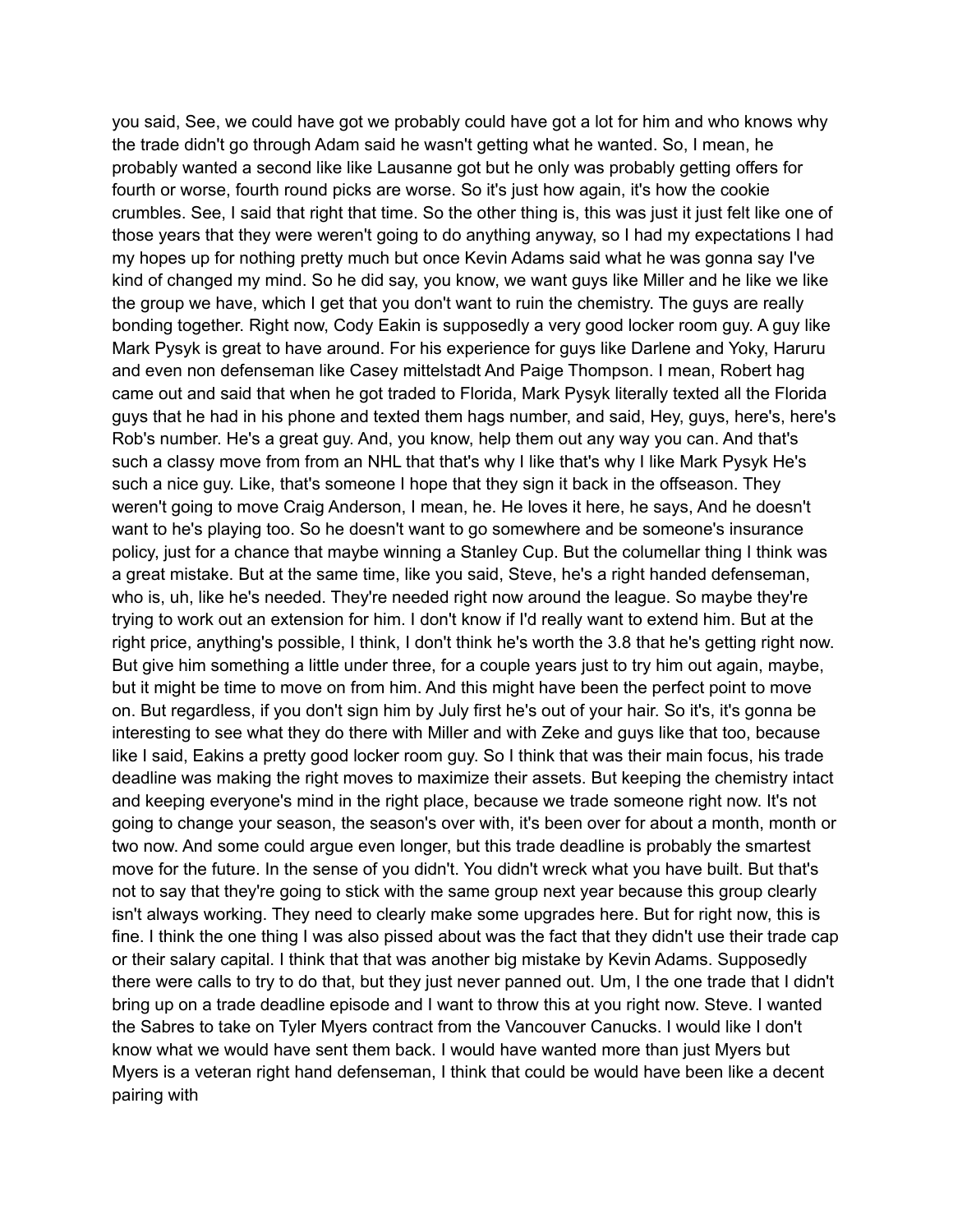you said, See, we could have got we probably could have got a lot for him and who knows why the trade didn't go through Adam said he wasn't getting what he wanted. So, I mean, he probably wanted a second like like Lausanne got but he only was probably getting offers for fourth or worse, fourth round picks are worse. So it's just how again, it's how the cookie crumbles. See, I said that right that time. So the other thing is, this was just it just felt like one of those years that they were weren't going to do anything anyway, so I had my expectations I had my hopes up for nothing pretty much but once Kevin Adams said what he was gonna say I've kind of changed my mind. So he did say, you know, we want guys like Miller and he like we like the group we have, which I get that you don't want to ruin the chemistry. The guys are really bonding together. Right now, Cody Eakin is supposedly a very good locker room guy. A guy like Mark Pysyk is great to have around. For his experience for guys like Darlene and Yoky, Haruru and even non defenseman like Casey mittelstadt And Paige Thompson. I mean, Robert hag came out and said that when he got traded to Florida, Mark Pysyk literally texted all the Florida guys that he had in his phone and texted them hags number, and said, Hey, guys, here's, here's Rob's number. He's a great guy. And, you know, help them out any way you can. And that's such a classy move from from an NHL that that's why I like that's why I like Mark Pysyk He's such a nice guy. Like, that's someone I hope that they sign it back in the offseason. They weren't going to move Craig Anderson, I mean, he. He loves it here, he says, And he doesn't want to he's playing too. So he doesn't want to go somewhere and be someone's insurance policy, just for a chance that maybe winning a Stanley Cup. But the columellar thing I think was a great mistake. But at the same time, like you said, Steve, he's a right handed defenseman, who is, uh, like he's needed. They're needed right now around the league. So maybe they're trying to work out an extension for him. I don't know if I'd really want to extend him. But at the right price, anything's possible, I think, I don't think he's worth the 3.8 that he's getting right now. But give him something a little under three, for a couple years just to try him out again, maybe, but it might be time to move on from him. And this might have been the perfect point to move on. But regardless, if you don't sign him by July first he's out of your hair. So it's, it's gonna be interesting to see what they do there with Miller and with Zeke and guys like that too, because like I said, Eakins a pretty good locker room guy. So I think that was their main focus, his trade deadline was making the right moves to maximize their assets. But keeping the chemistry intact and keeping everyone's mind in the right place, because we trade someone right now. It's not going to change your season, the season's over with, it's been over for about a month, month or two now. And some could argue even longer, but this trade deadline is probably the smartest move for the future. In the sense of you didn't. You didn't wreck what you have built. But that's not to say that they're going to stick with the same group next year because this group clearly isn't always working. They need to clearly make some upgrades here. But for right now, this is fine. I think the one thing I was also pissed about was the fact that they didn't use their trade cap or their salary capital. I think that that was another big mistake by Kevin Adams. Supposedly there were calls to try to do that, but they just never panned out. Um, I the one trade that I didn't bring up on a trade deadline episode and I want to throw this at you right now. Steve. I wanted the Sabres to take on Tyler Myers contract from the Vancouver Canucks. I would like I don't know what we would have sent them back. I would have wanted more than just Myers but Myers is a veteran right hand defenseman, I think that could be would have been like a decent pairing with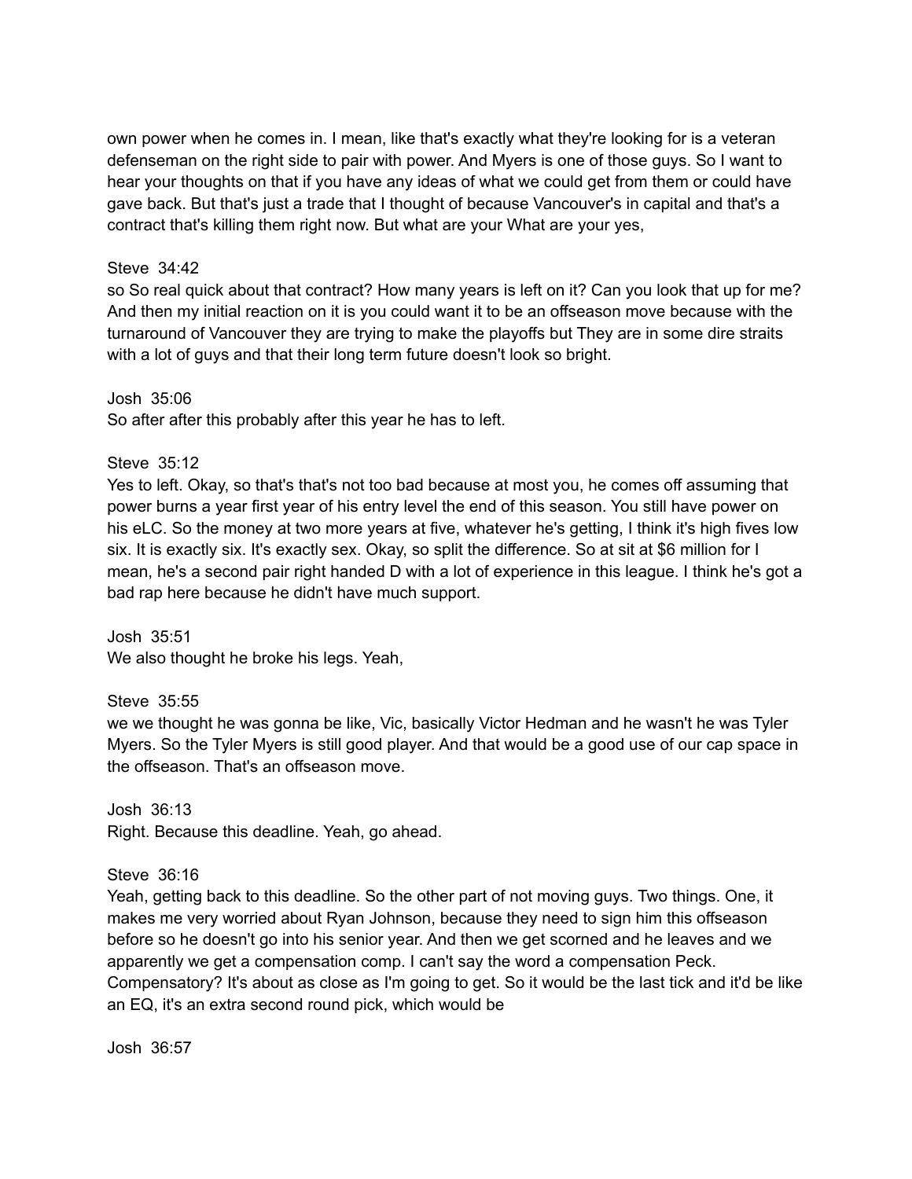own power when he comes in. I mean, like that's exactly what they're looking for is a veteran defenseman on the right side to pair with power. And Myers is one of those guys. So I want to hear your thoughts on that if you have any ideas of what we could get from them or could have gave back. But that's just a trade that I thought of because Vancouver's in capital and that's a contract that's killing them right now. But what are your What are your yes,

Steve 34:42
so So real quick about that contract? How many years is left on it? Can you look that up for me? And then my initial reaction on it is you could want it to be an offseason move because with the turnaround of Vancouver they are trying to make the playoffs but They are in some dire straits with a lot of guys and that their long term future doesn't look so bright.

Josh 35:06
So after after this probably after this year he has to left.

Steve 35:12
Yes to left. Okay, so that's that's not too bad because at most you, he comes off assuming that power burns a year first year of his entry level the end of this season. You still have power on his eLC. So the money at two more years at five, whatever he's getting, I think it's high fives low six. It is exactly six. It's exactly sex. Okay, so split the difference. So at sit at $6 million for I mean, he's a second pair right handed D with a lot of experience in this league. I think he's got a bad rap here because he didn't have much support.

Josh 35:51
We also thought he broke his legs. Yeah,

Steve 35:55
we we thought he was gonna be like, Vic, basically Victor Hedman and he wasn't he was Tyler Myers. So the Tyler Myers is still good player. And that would be a good use of our cap space in the offseason. That's an offseason move.

Josh 36:13
Right. Because this deadline. Yeah, go ahead.

Steve 36:16
Yeah, getting back to this deadline. So the other part of not moving guys. Two things. One, it makes me very worried about Ryan Johnson, because they need to sign him this offseason before so he doesn't go into his senior year. And then we get scorned and he leaves and we apparently we get a compensation comp. I can't say the word a compensation Peck. Compensatory? It's about as close as I'm going to get. So it would be the last tick and it'd be like an EQ, it's an extra second round pick, which would be

Josh 36:57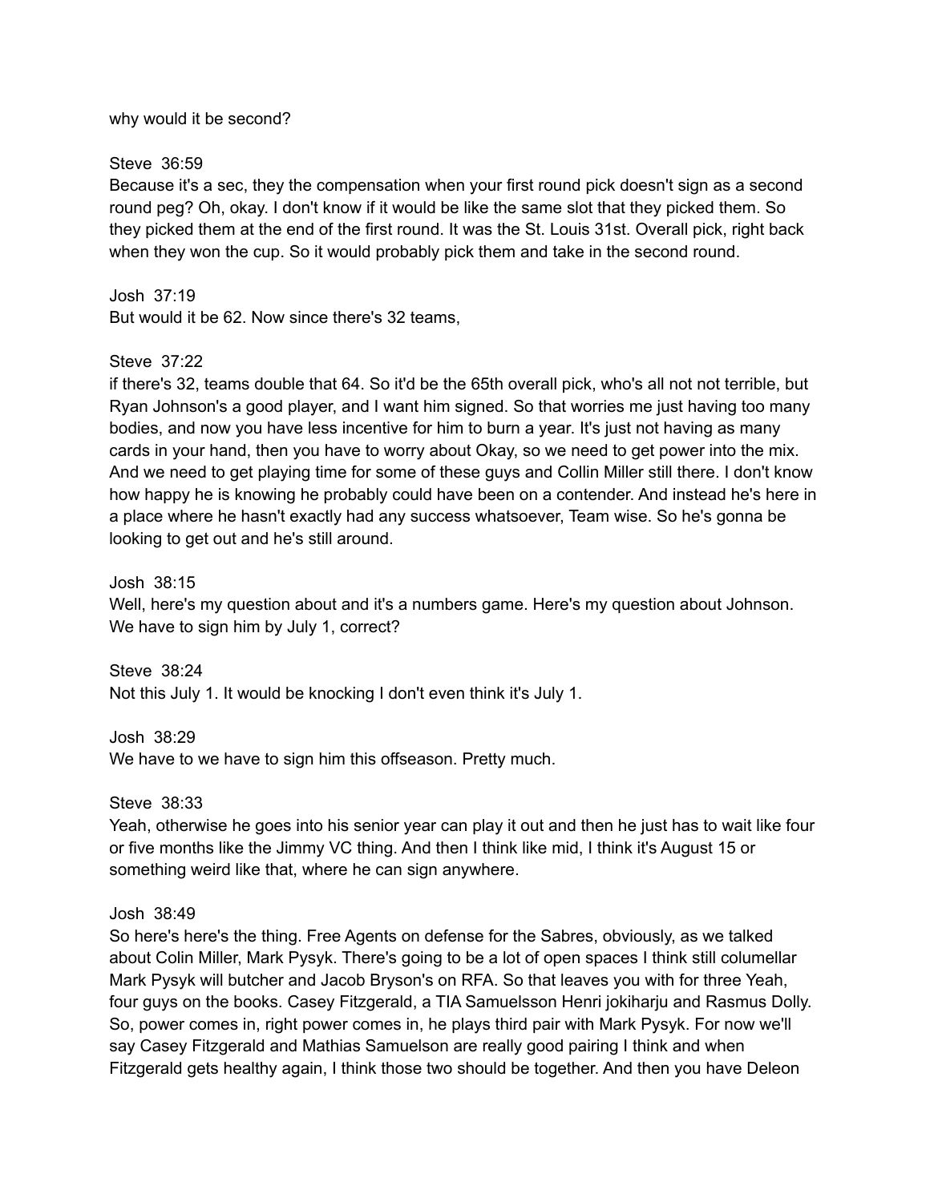why would it be second?

Steve 36:59
Because it's a sec, they the compensation when your first round pick doesn't sign as a second round peg? Oh, okay. I don't know if it would be like the same slot that they picked them. So they picked them at the end of the first round. It was the St. Louis 31st. Overall pick, right back when they won the cup. So it would probably pick them and take in the second round.

Josh 37:19
But would it be 62. Now since there's 32 teams,

Steve 37:22
if there's 32, teams double that 64. So it'd be the 65th overall pick, who's all not not terrible, but Ryan Johnson's a good player, and I want him signed. So that worries me just having too many bodies, and now you have less incentive for him to burn a year. It's just not having as many cards in your hand, then you have to worry about Okay, so we need to get power into the mix. And we need to get playing time for some of these guys and Collin Miller still there. I don't know how happy he is knowing he probably could have been on a contender. And instead he's here in a place where he hasn't exactly had any success whatsoever, Team wise. So he's gonna be looking to get out and he's still around.

Josh 38:15
Well, here's my question about and it's a numbers game. Here's my question about Johnson. We have to sign him by July 1, correct?

Steve 38:24
Not this July 1. It would be knocking I don't even think it's July 1.

Josh 38:29
We have to we have to sign him this offseason. Pretty much.

Steve 38:33
Yeah, otherwise he goes into his senior year can play it out and then he just has to wait like four or five months like the Jimmy VC thing. And then I think like mid, I think it's August 15 or something weird like that, where he can sign anywhere.

Josh 38:49
So here's here's the thing. Free Agents on defense for the Sabres, obviously, as we talked about Colin Miller, Mark Pysyk. There's going to be a lot of open spaces I think still columellar Mark Pysyk will butcher and Jacob Bryson's on RFA. So that leaves you with for three Yeah, four guys on the books. Casey Fitzgerald, a TIA Samuelsson Henri jokiharju and Rasmus Dolly. So, power comes in, right power comes in, he plays third pair with Mark Pysyk. For now we'll say Casey Fitzgerald and Mathias Samuelson are really good pairing I think and when Fitzgerald gets healthy again, I think those two should be together. And then you have Deleon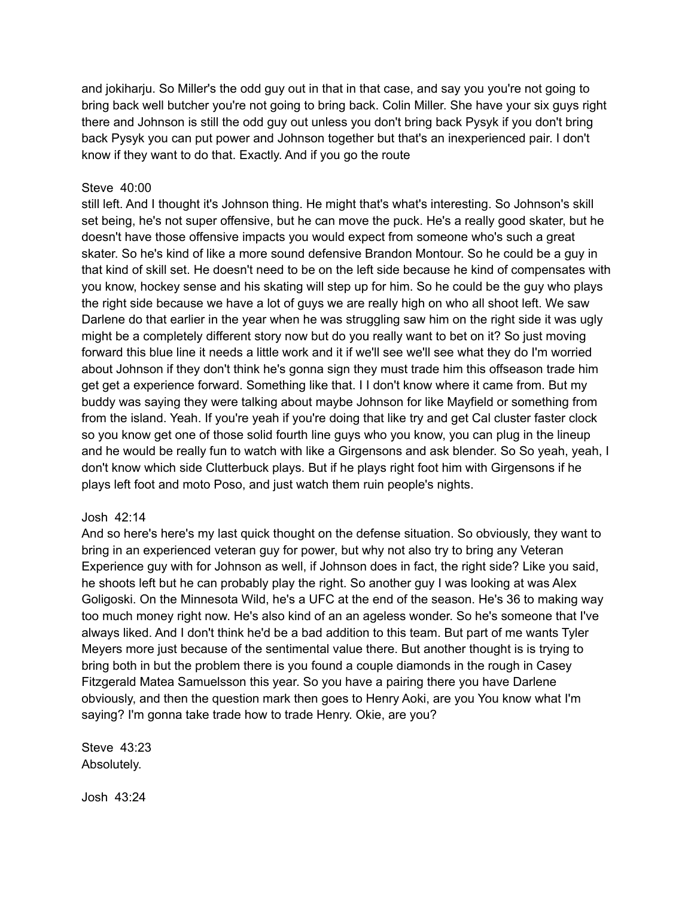and jokiharju. So Miller's the odd guy out in that in that case, and say you you're not going to bring back well butcher you're not going to bring back. Colin Miller. She have your six guys right there and Johnson is still the odd guy out unless you don't bring back Pysyk if you don't bring back Pysyk you can put power and Johnson together but that's an inexperienced pair. I don't know if they want to do that. Exactly. And if you go the route

Steve 40:00
still left. And I thought it's Johnson thing. He might that's what's interesting. So Johnson's skill set being, he's not super offensive, but he can move the puck. He's a really good skater, but he doesn't have those offensive impacts you would expect from someone who's such a great skater. So he's kind of like a more sound defensive Brandon Montour. So he could be a guy in that kind of skill set. He doesn't need to be on the left side because he kind of compensates with you know, hockey sense and his skating will step up for him. So he could be the guy who plays the right side because we have a lot of guys we are really high on who all shoot left. We saw Darlene do that earlier in the year when he was struggling saw him on the right side it was ugly might be a completely different story now but do you really want to bet on it? So just moving forward this blue line it needs a little work and it if we'll see we'll see what they do I'm worried about Johnson if they don't think he's gonna sign they must trade him this offseason trade him get get a experience forward. Something like that. I I don't know where it came from. But my buddy was saying they were talking about maybe Johnson for like Mayfield or something from from the island. Yeah. If you're yeah if you're doing that like try and get Cal cluster faster clock so you know get one of those solid fourth line guys who you know, you can plug in the lineup and he would be really fun to watch with like a Girgensons and ask blender. So So yeah, yeah, I don't know which side Clutterbuck plays. But if he plays right foot him with Girgensons if he plays left foot and moto Poso, and just watch them ruin people's nights.

Josh 42:14
And so here's here's my last quick thought on the defense situation. So obviously, they want to bring in an experienced veteran guy for power, but why not also try to bring any Veteran Experience guy with for Johnson as well, if Johnson does in fact, the right side? Like you said, he shoots left but he can probably play the right. So another guy I was looking at was Alex Goligoski. On the Minnesota Wild, he's a UFC at the end of the season. He's 36 to making way too much money right now. He's also kind of an an ageless wonder. So he's someone that I've always liked. And I don't think he'd be a bad addition to this team. But part of me wants Tyler Meyers more just because of the sentimental value there. But another thought is is trying to bring both in but the problem there is you found a couple diamonds in the rough in Casey Fitzgerald Matea Samuelsson this year. So you have a pairing there you have Darlene obviously, and then the question mark then goes to Henry Aoki, are you You know what I'm saying? I'm gonna take trade how to trade Henry. Okie, are you?

Steve 43:23
Absolutely.

Josh 43:24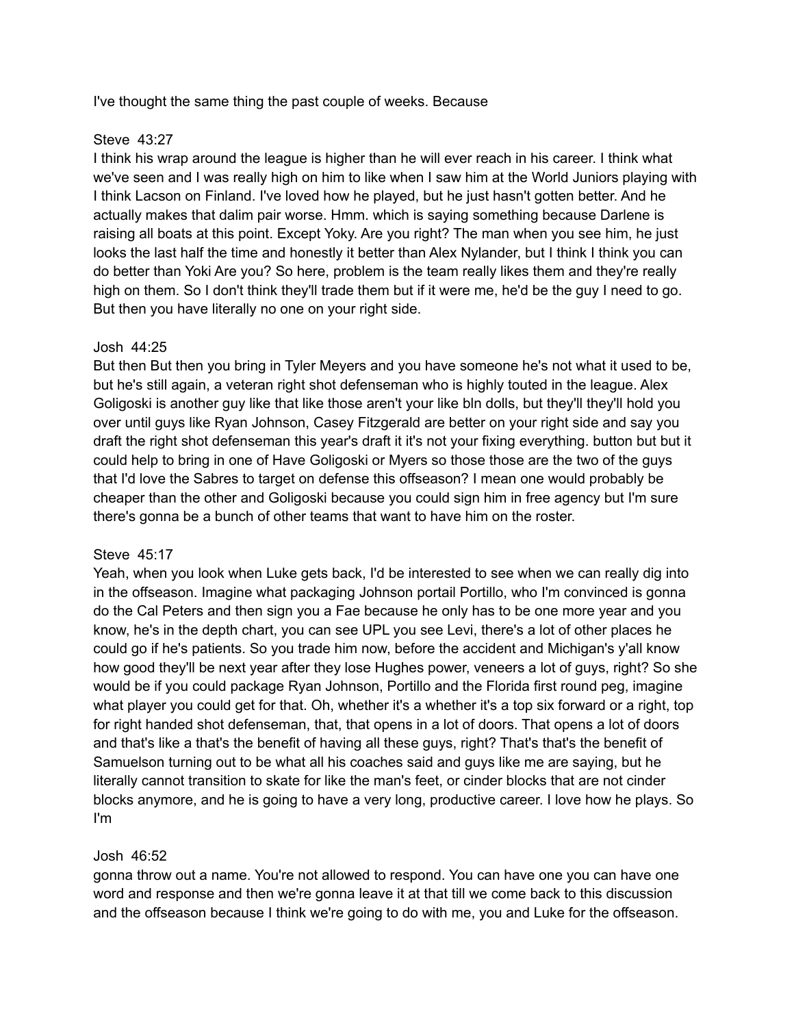I've thought the same thing the past couple of weeks. Because

Steve 43:27
I think his wrap around the league is higher than he will ever reach in his career. I think what we've seen and I was really high on him to like when I saw him at the World Juniors playing with I think Lacson on Finland. I've loved how he played, but he just hasn't gotten better. And he actually makes that dalim pair worse. Hmm. which is saying something because Darlene is raising all boats at this point. Except Yoky. Are you right? The man when you see him, he just looks the last half the time and honestly it better than Alex Nylander, but I think I think you can do better than Yoki Are you? So here, problem is the team really likes them and they're really high on them. So I don't think they'll trade them but if it were me, he'd be the guy I need to go. But then you have literally no one on your right side.

Josh 44:25
But then But then you bring in Tyler Meyers and you have someone he's not what it used to be, but he's still again, a veteran right shot defenseman who is highly touted in the league. Alex Goligoski is another guy like that like those aren't your like bln dolls, but they'll they'll hold you over until guys like Ryan Johnson, Casey Fitzgerald are better on your right side and say you draft the right shot defenseman this year's draft it it's not your fixing everything. button but but it could help to bring in one of Have Goligoski or Myers so those those are the two of the guys that I'd love the Sabres to target on defense this offseason? I mean one would probably be cheaper than the other and Goligoski because you could sign him in free agency but I'm sure there's gonna be a bunch of other teams that want to have him on the roster.

Steve 45:17
Yeah, when you look when Luke gets back, I'd be interested to see when we can really dig into in the offseason. Imagine what packaging Johnson portail Portillo, who I'm convinced is gonna do the Cal Peters and then sign you a Fae because he only has to be one more year and you know, he's in the depth chart, you can see UPL you see Levi, there's a lot of other places he could go if he's patients. So you trade him now, before the accident and Michigan's y'all know how good they'll be next year after they lose Hughes power, veneers a lot of guys, right? So she would be if you could package Ryan Johnson, Portillo and the Florida first round peg, imagine what player you could get for that. Oh, whether it's a whether it's a top six forward or a right, top for right handed shot defenseman, that, that opens in a lot of doors. That opens a lot of doors and that's like a that's the benefit of having all these guys, right? That's that's the benefit of Samuelson turning out to be what all his coaches said and guys like me are saying, but he literally cannot transition to skate for like the man's feet, or cinder blocks that are not cinder blocks anymore, and he is going to have a very long, productive career. I love how he plays. So I'm

Josh 46:52
gonna throw out a name. You're not allowed to respond. You can have one you can have one word and response and then we're gonna leave it at that till we come back to this discussion and the offseason because I think we're going to do with me, you and Luke for the offseason.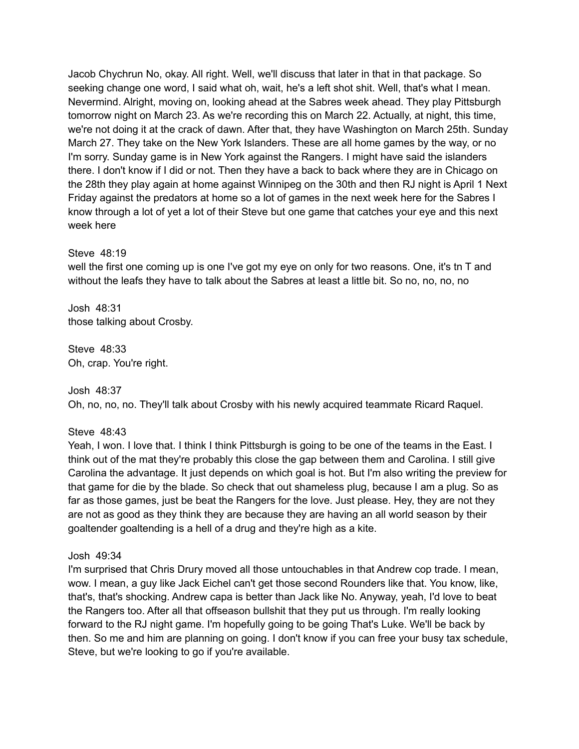Jacob Chychrun No, okay. All right. Well, we'll discuss that later in that in that package. So seeking change one word, I said what oh, wait, he's a left shot shit. Well, that's what I mean. Nevermind. Alright, moving on, looking ahead at the Sabres week ahead. They play Pittsburgh tomorrow night on March 23. As we're recording this on March 22. Actually, at night, this time, we're not doing it at the crack of dawn. After that, they have Washington on March 25th. Sunday March 27. They take on the New York Islanders. These are all home games by the way, or no I'm sorry. Sunday game is in New York against the Rangers. I might have said the islanders there. I don't know if I did or not. Then they have a back to back where they are in Chicago on the 28th they play again at home against Winnipeg on the 30th and then RJ night is April 1 Next Friday against the predators at home so a lot of games in the next week here for the Sabres I know through a lot of yet a lot of their Steve but one game that catches your eye and this next week here

Steve 48:19
well the first one coming up is one I've got my eye on only for two reasons. One, it's tn T and without the leafs they have to talk about the Sabres at least a little bit. So no, no, no, no

Josh 48:31
those talking about Crosby.

Steve 48:33
Oh, crap. You're right.

Josh 48:37
Oh, no, no, no. They'll talk about Crosby with his newly acquired teammate Ricard Raquel.

Steve 48:43
Yeah, I won. I love that. I think I think Pittsburgh is going to be one of the teams in the East. I think out of the mat they're probably this close the gap between them and Carolina. I still give Carolina the advantage. It just depends on which goal is hot. But I'm also writing the preview for that game for die by the blade. So check that out shameless plug, because I am a plug. So as far as those games, just be beat the Rangers for the love. Just please. Hey, they are not they are not as good as they think they are because they are having an all world season by their goaltender goaltending is a hell of a drug and they're high as a kite.

Josh 49:34
I'm surprised that Chris Drury moved all those untouchables in that Andrew cop trade. I mean, wow. I mean, a guy like Jack Eichel can't get those second Rounders like that. You know, like, that's, that's shocking. Andrew capa is better than Jack like No. Anyway, yeah, I'd love to beat the Rangers too. After all that offseason bullshit that they put us through. I'm really looking forward to the RJ night game. I'm hopefully going to be going That's Luke. We'll be back by then. So me and him are planning on going. I don't know if you can free your busy tax schedule, Steve, but we're looking to go if you're available.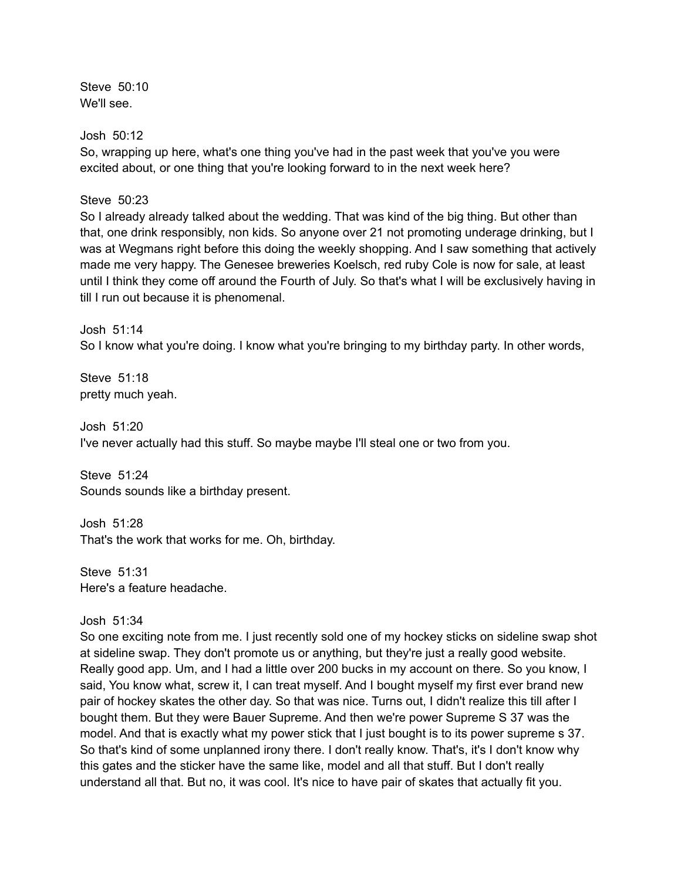Steve 50:10
We'll see.

Josh 50:12
So, wrapping up here, what's one thing you've had in the past week that you've you were excited about, or one thing that you're looking forward to in the next week here?

Steve 50:23
So I already already talked about the wedding. That was kind of the big thing. But other than that, one drink responsibly, non kids. So anyone over 21 not promoting underage drinking, but I was at Wegmans right before this doing the weekly shopping. And I saw something that actively made me very happy. The Genesee breweries Koelsch, red ruby Cole is now for sale, at least until I think they come off around the Fourth of July. So that's what I will be exclusively having in till I run out because it is phenomenal.

Josh 51:14
So I know what you're doing. I know what you're bringing to my birthday party. In other words,

Steve 51:18
pretty much yeah.

Josh 51:20
I've never actually had this stuff. So maybe maybe I'll steal one or two from you.

Steve 51:24
Sounds sounds like a birthday present.

Josh 51:28
That's the work that works for me. Oh, birthday.

Steve 51:31
Here's a feature headache.

Josh 51:34
So one exciting note from me. I just recently sold one of my hockey sticks on sideline swap shot at sideline swap. They don't promote us or anything, but they're just a really good website. Really good app. Um, and I had a little over 200 bucks in my account on there. So you know, I said, You know what, screw it, I can treat myself. And I bought myself my first ever brand new pair of hockey skates the other day. So that was nice. Turns out, I didn't realize this till after I bought them. But they were Bauer Supreme. And then we're power Supreme S 37 was the model. And that is exactly what my power stick that I just bought is to its power supreme s 37. So that's kind of some unplanned irony there. I don't really know. That's, it's I don't know why this gates and the sticker have the same like, model and all that stuff. But I don't really understand all that. But no, it was cool. It's nice to have pair of skates that actually fit you.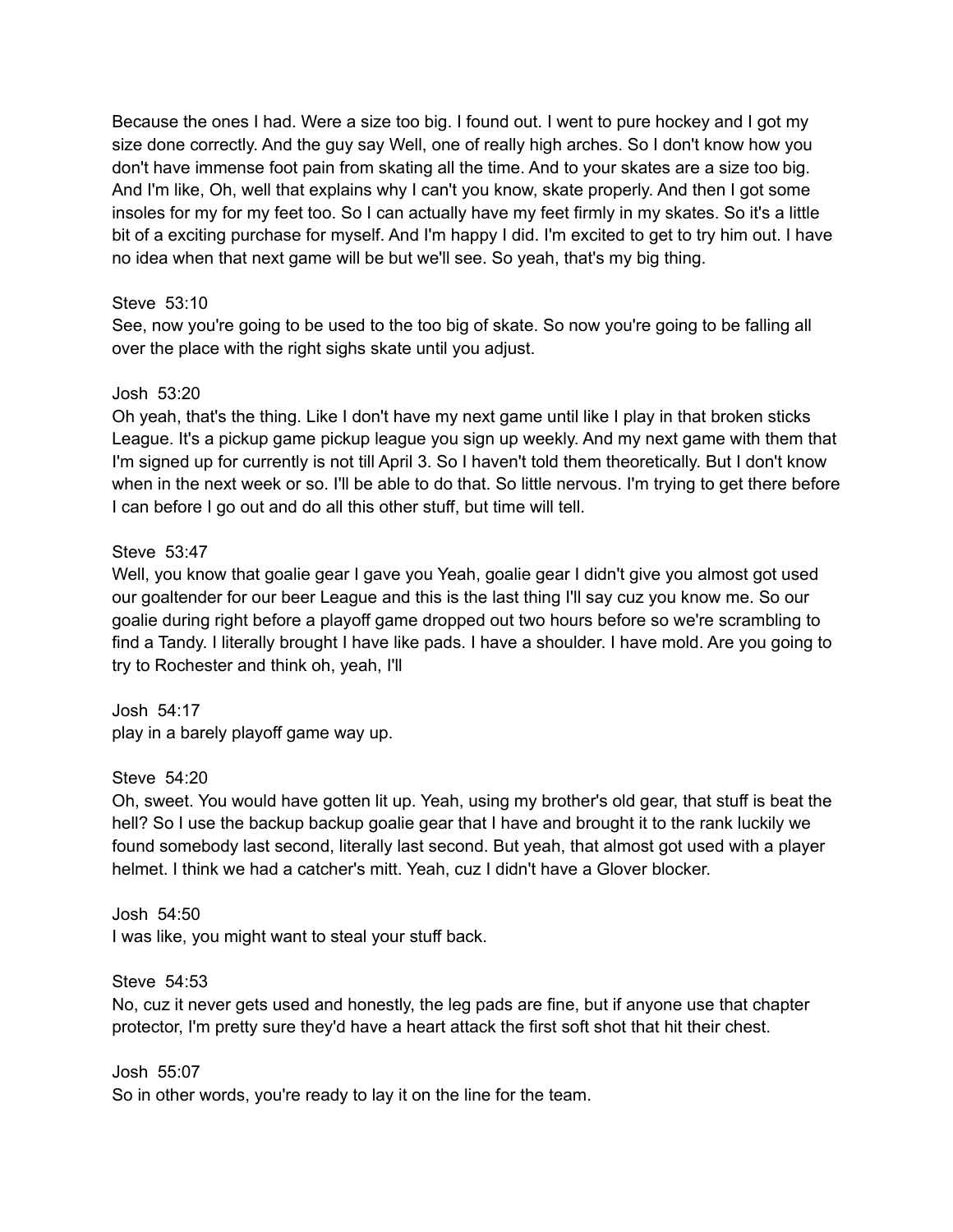Because the ones I had. Were a size too big. I found out. I went to pure hockey and I got my size done correctly. And the guy say Well, one of really high arches. So I don't know how you don't have immense foot pain from skating all the time. And to your skates are a size too big. And I'm like, Oh, well that explains why I can't you know, skate properly. And then I got some insoles for my for my feet too. So I can actually have my feet firmly in my skates. So it's a little bit of a exciting purchase for myself. And I'm happy I did. I'm excited to get to try him out. I have no idea when that next game will be but we'll see. So yeah, that's my big thing.

Steve 53:10
See, now you're going to be used to the too big of skate. So now you're going to be falling all over the place with the right sighs skate until you adjust.

Josh 53:20
Oh yeah, that's the thing. Like I don't have my next game until like I play in that broken sticks League. It's a pickup game pickup league you sign up weekly. And my next game with them that I'm signed up for currently is not till April 3. So I haven't told them theoretically. But I don't know when in the next week or so. I'll be able to do that. So little nervous. I'm trying to get there before I can before I go out and do all this other stuff, but time will tell.

Steve 53:47
Well, you know that goalie gear I gave you Yeah, goalie gear I didn't give you almost got used our goaltender for our beer League and this is the last thing I'll say cuz you know me. So our goalie during right before a playoff game dropped out two hours before so we're scrambling to find a Tandy. I literally brought I have like pads. I have a shoulder. I have mold. Are you going to try to Rochester and think oh, yeah, I'll

Josh 54:17
play in a barely playoff game way up.

Steve 54:20
Oh, sweet. You would have gotten lit up. Yeah, using my brother's old gear, that stuff is beat the hell? So I use the backup backup goalie gear that I have and brought it to the rank luckily we found somebody last second, literally last second. But yeah, that almost got used with a player helmet. I think we had a catcher's mitt. Yeah, cuz I didn't have a Glover blocker.

Josh 54:50
I was like, you might want to steal your stuff back.

Steve 54:53
No, cuz it never gets used and honestly, the leg pads are fine, but if anyone use that chapter protector, I'm pretty sure they'd have a heart attack the first soft shot that hit their chest.

Josh 55:07
So in other words, you're ready to lay it on the line for the team.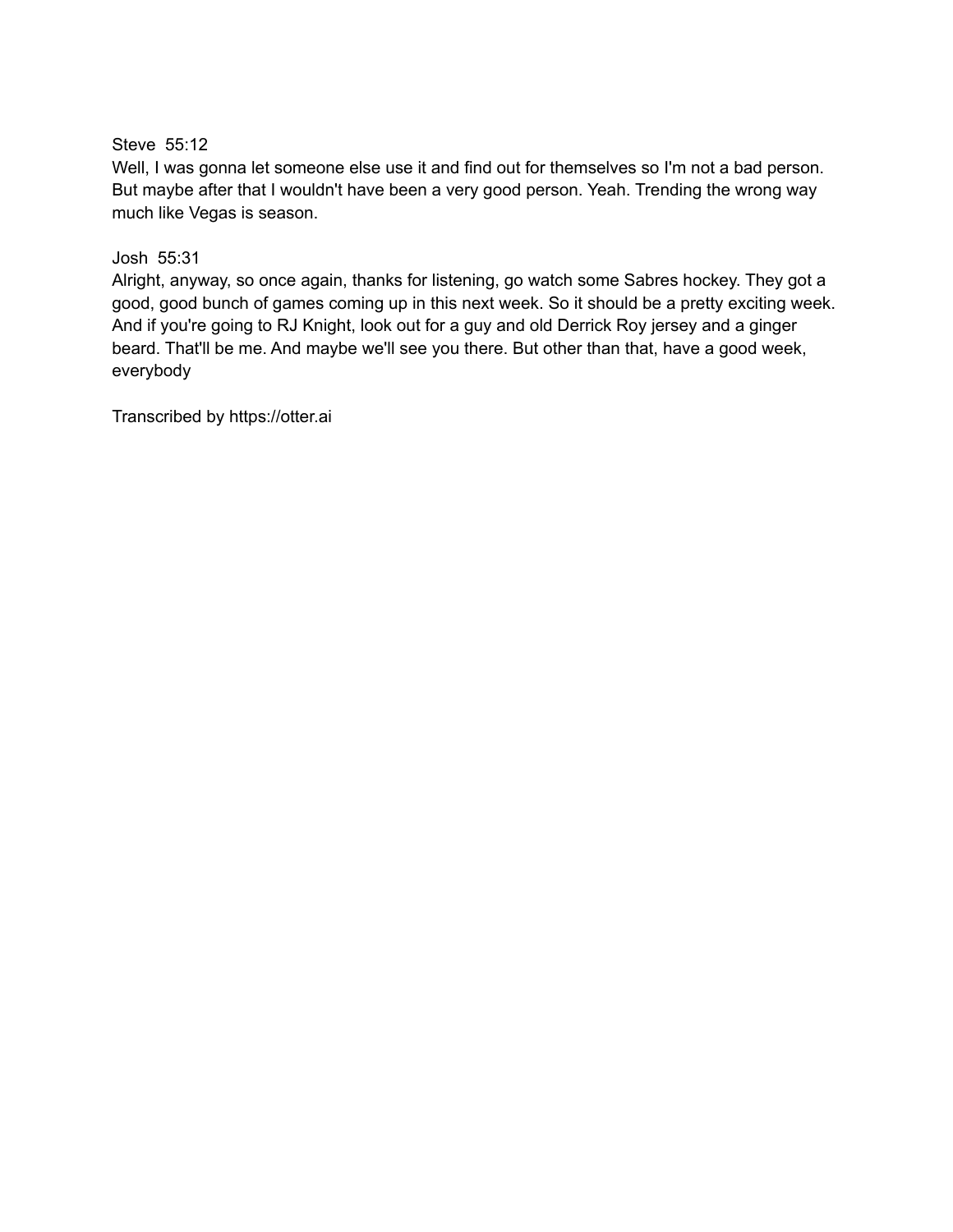Steve 55:12
Well, I was gonna let someone else use it and find out for themselves so I'm not a bad person. But maybe after that I wouldn't have been a very good person. Yeah. Trending the wrong way much like Vegas is season.

Josh 55:31
Alright, anyway, so once again, thanks for listening, go watch some Sabres hockey. They got a good, good bunch of games coming up in this next week. So it should be a pretty exciting week. And if you're going to RJ Knight, look out for a guy and old Derrick Roy jersey and a ginger beard. That'll be me. And maybe we'll see you there. But other than that, have a good week, everybody

Transcribed by https://otter.ai